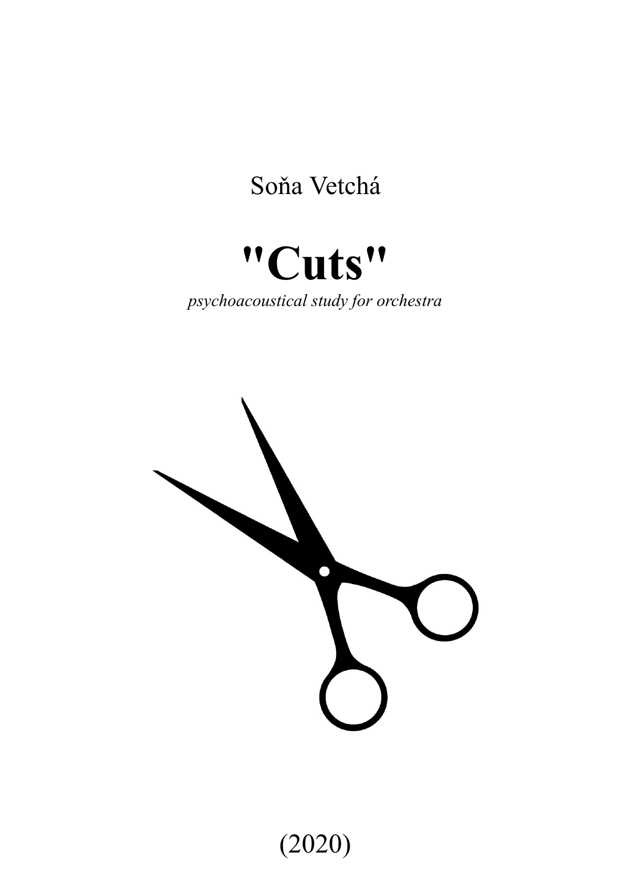Soňa Vetchá

# "Cuts"

*psychoacoustical study for orchestra*

(2020)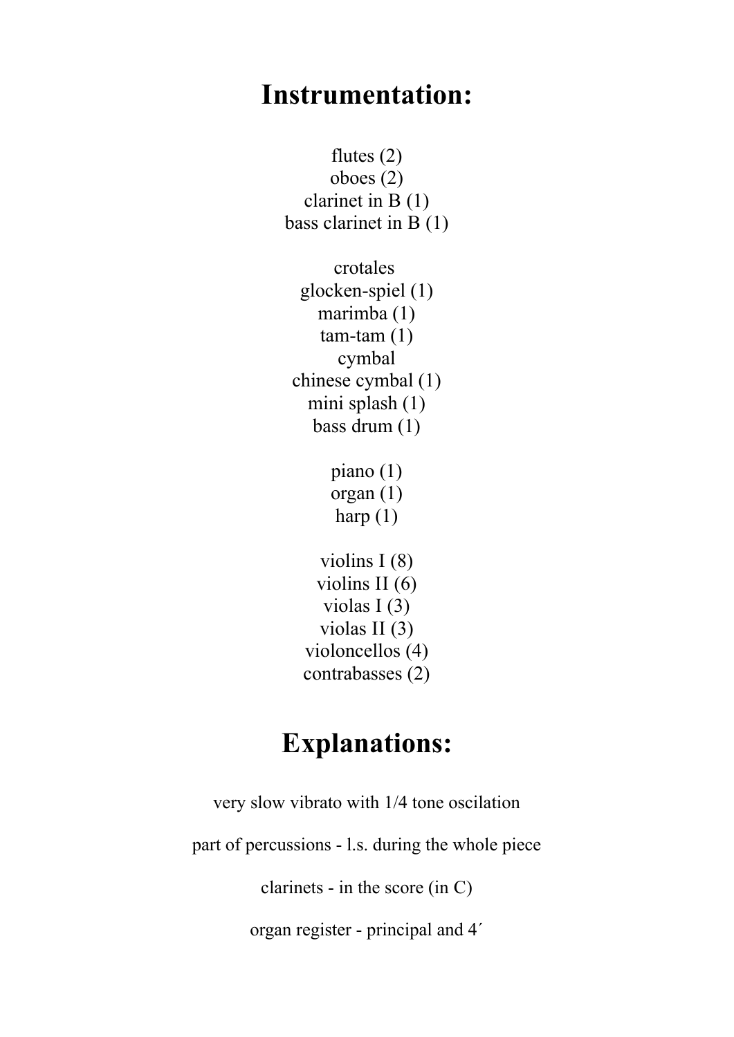# Instrumentation:

flutes (2)
oboes (2)
clarinet in B (1)
bass clarinet in B (1)

crotales
glocken-spiel (1)
marimba (1)
tam-tam (1)
cymbal
chinese cymbal (1)
mini splash (1)
bass drum (1)

piano (1)
organ (1)
harp (1)

violins I (8)
violins II (6)
violas I (3)
violas II (3)
violoncellos (4)
contrabasses (2)

# Explanations:

very slow vibrato with 1/4 tone oscilation

part of percussions - l.s. during the whole piece

clarinets - in the score (in C)

organ register - principal and 4´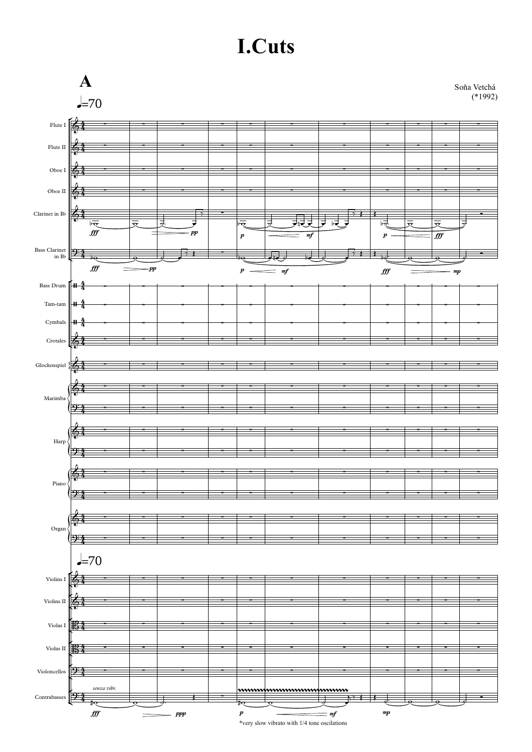# I.Cuts

Soňa Vetchá
(*1992)

*very slow vibrato with 1/4 tone oscilations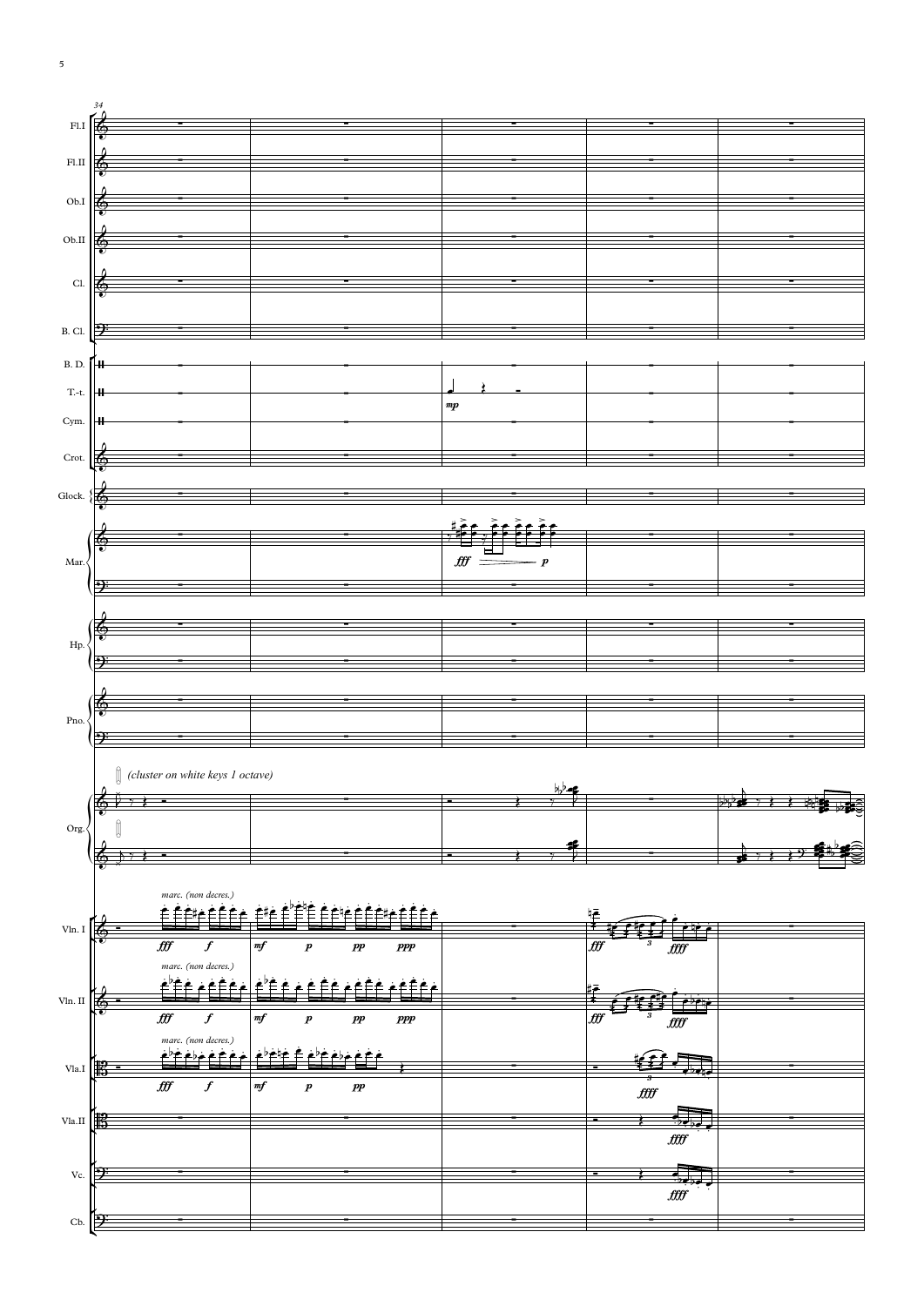(cluster on white keys 1 octave)

marc. (non decres.)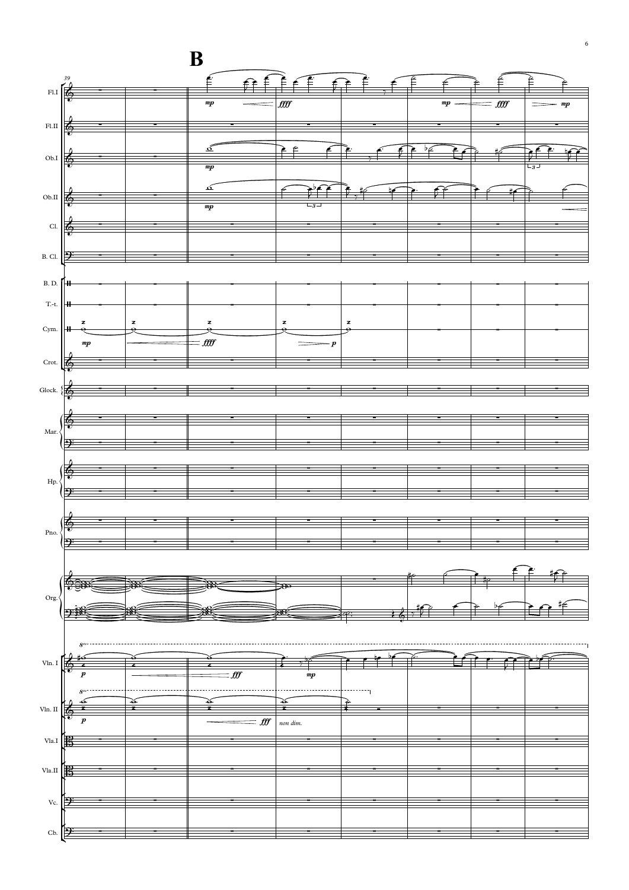**B**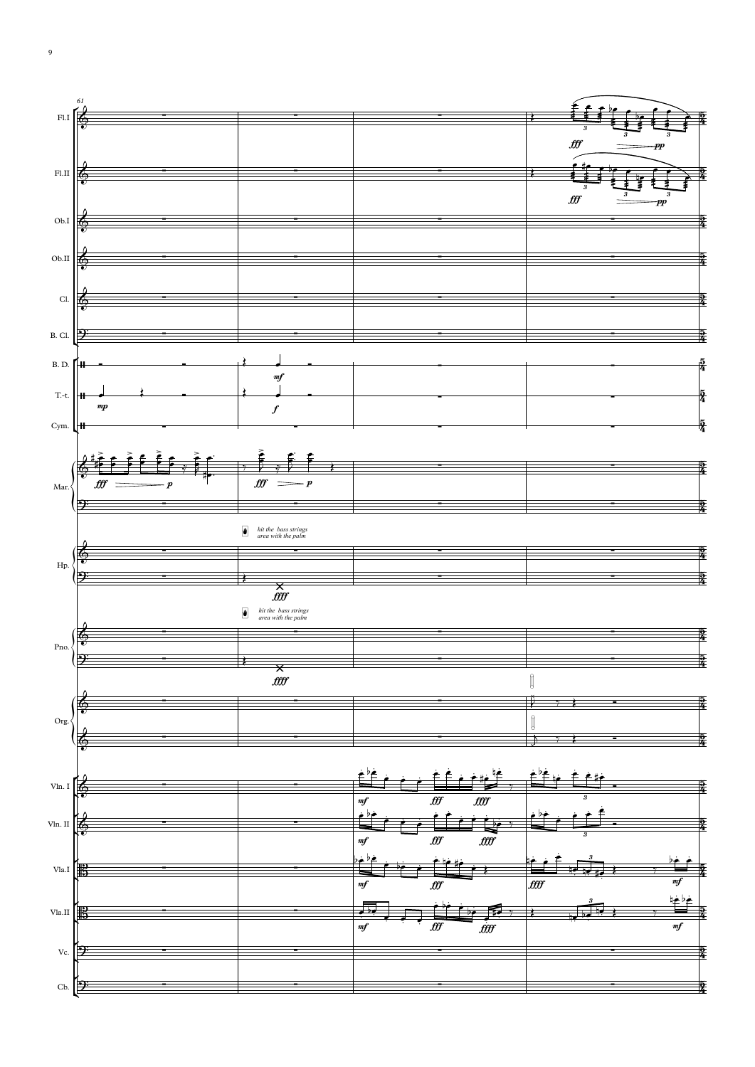hit the bass strings area with the palm

hit the bass strings area with the palm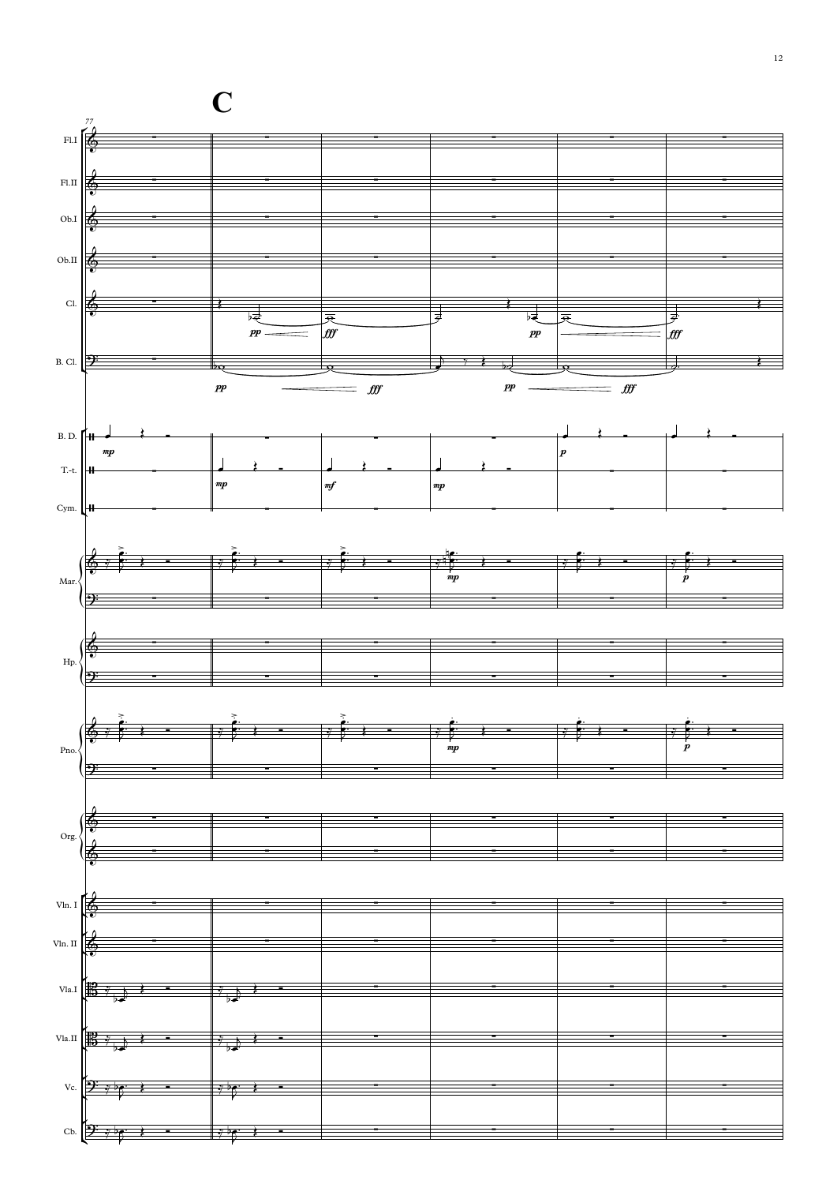# C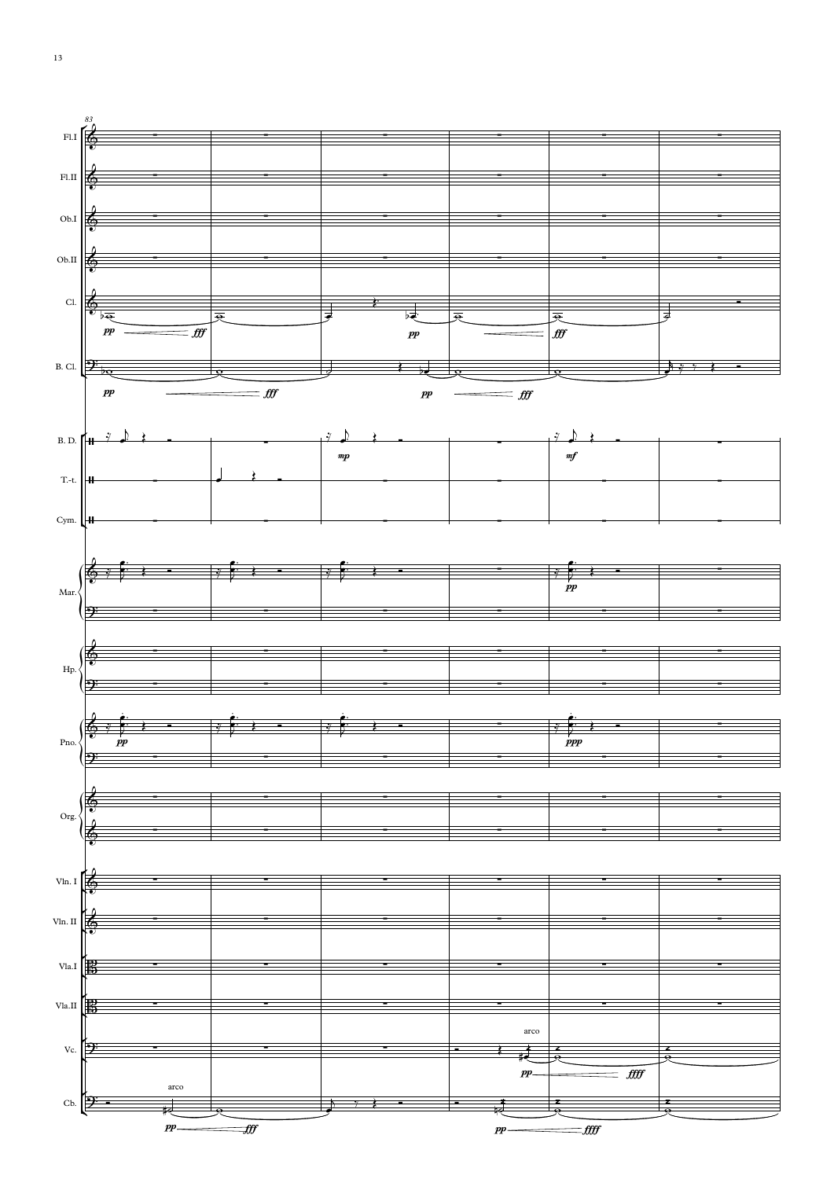83

Fl.I

Fl.II

Ob.I

Ob.II

Cl.

B. Cl.

B. D.

T.-t.

Cym.

Mar.

Hp.

Pno.

Org.

Vln. I

Vln. II

Vla.I

Vla.II

Vc.

arco

Cb.

arco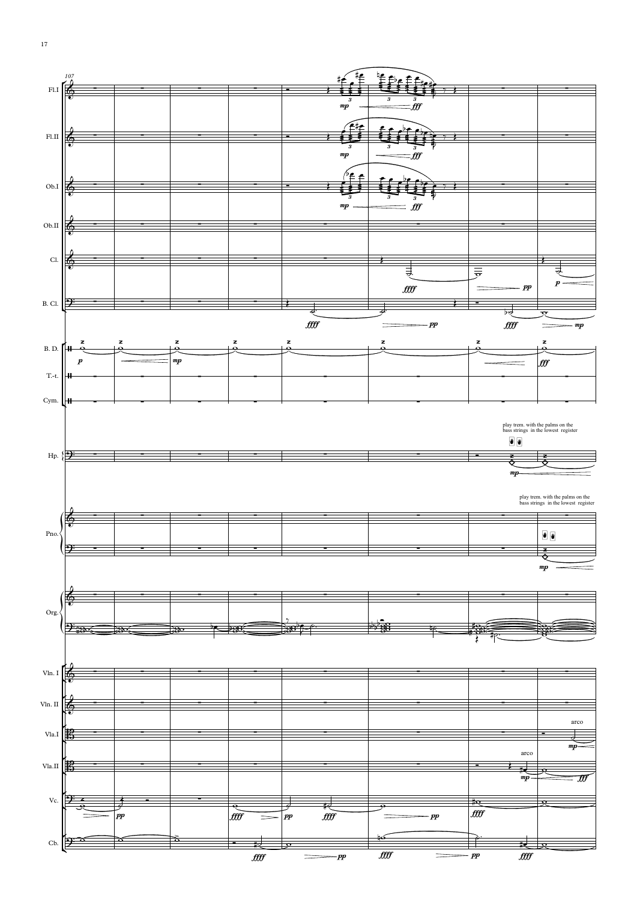play trem. with the palms on the bass strings in the lowest register

play trem. with the palms on the bass strings in the lowest register

arco

arco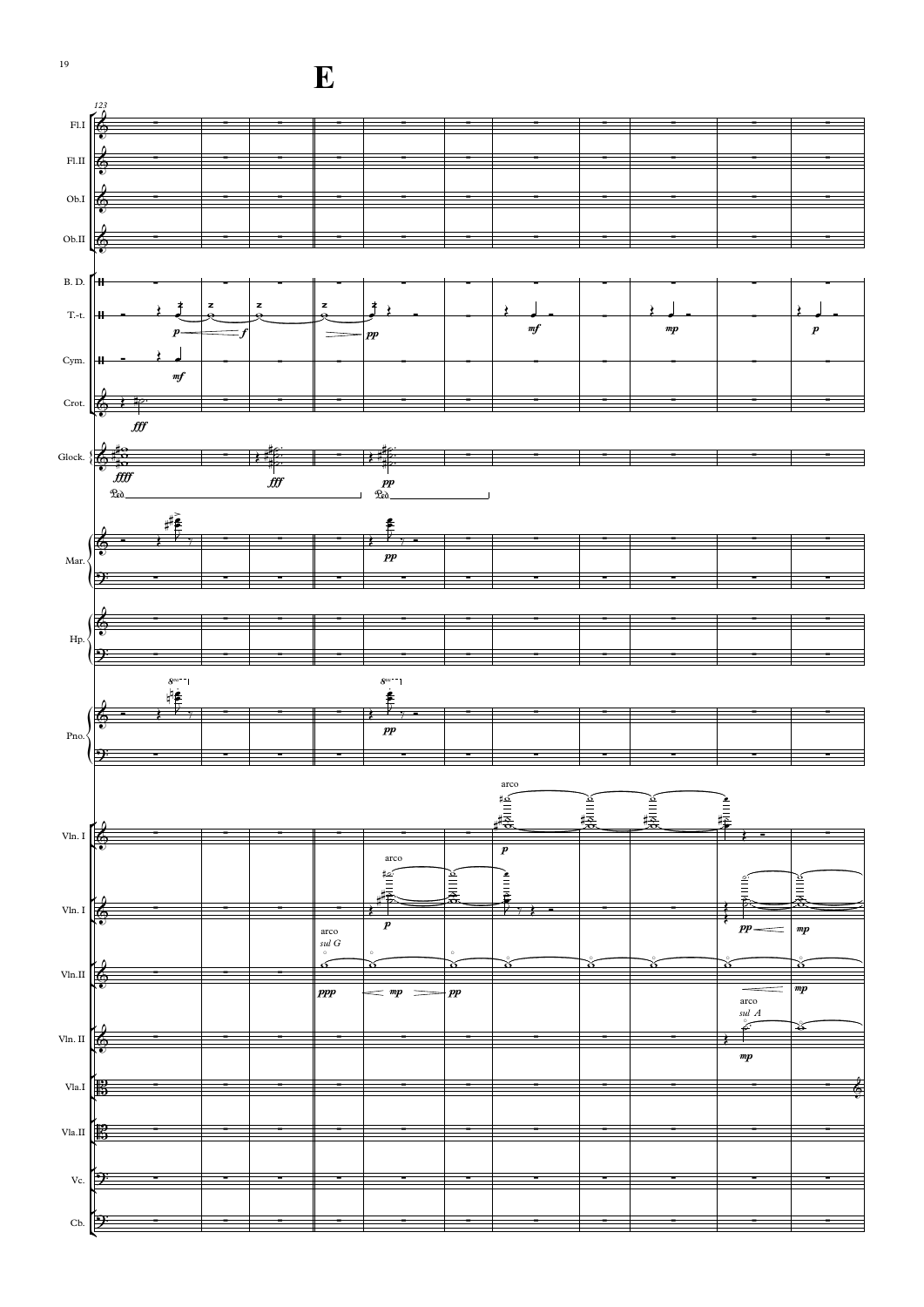**E**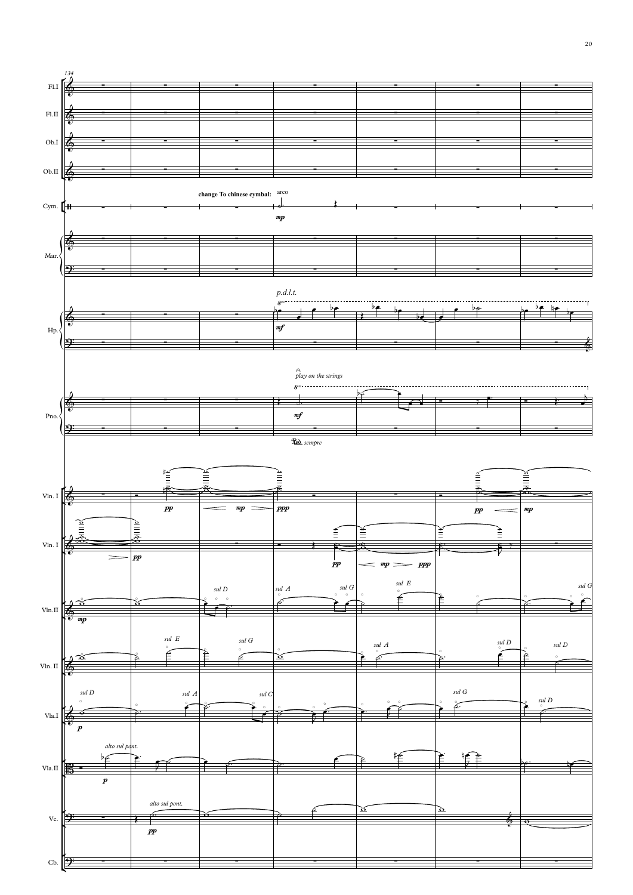134

Fl.I

Fl.II

Ob.I

Ob.II

Cym.

change To chinese cymbal: arco

*mp*

Mar.

Hp.

*p.d.l.t.*

*mf*

Pno.

*play on the strings*

*mf*

*Ped. sempre*

Vln. I

*pp* *mp* *ppp* *pp* *mp*

Vln. I

*pp* *pp* *mp* *ppp*

Vln.II

*mp*

*sul D* *sul A* *sul G* *sul E* *sul G*

Vln. II

*sul E* *sul G* *sul A* *sul D* *sul D*

Vla.I

*sul D* *sul A* *sul C* *sul G* *sul D*

*p*

Vla.II

*alto sul pont.*

*p*

Vc.

*alto sul pont.*

*pp*

Cb.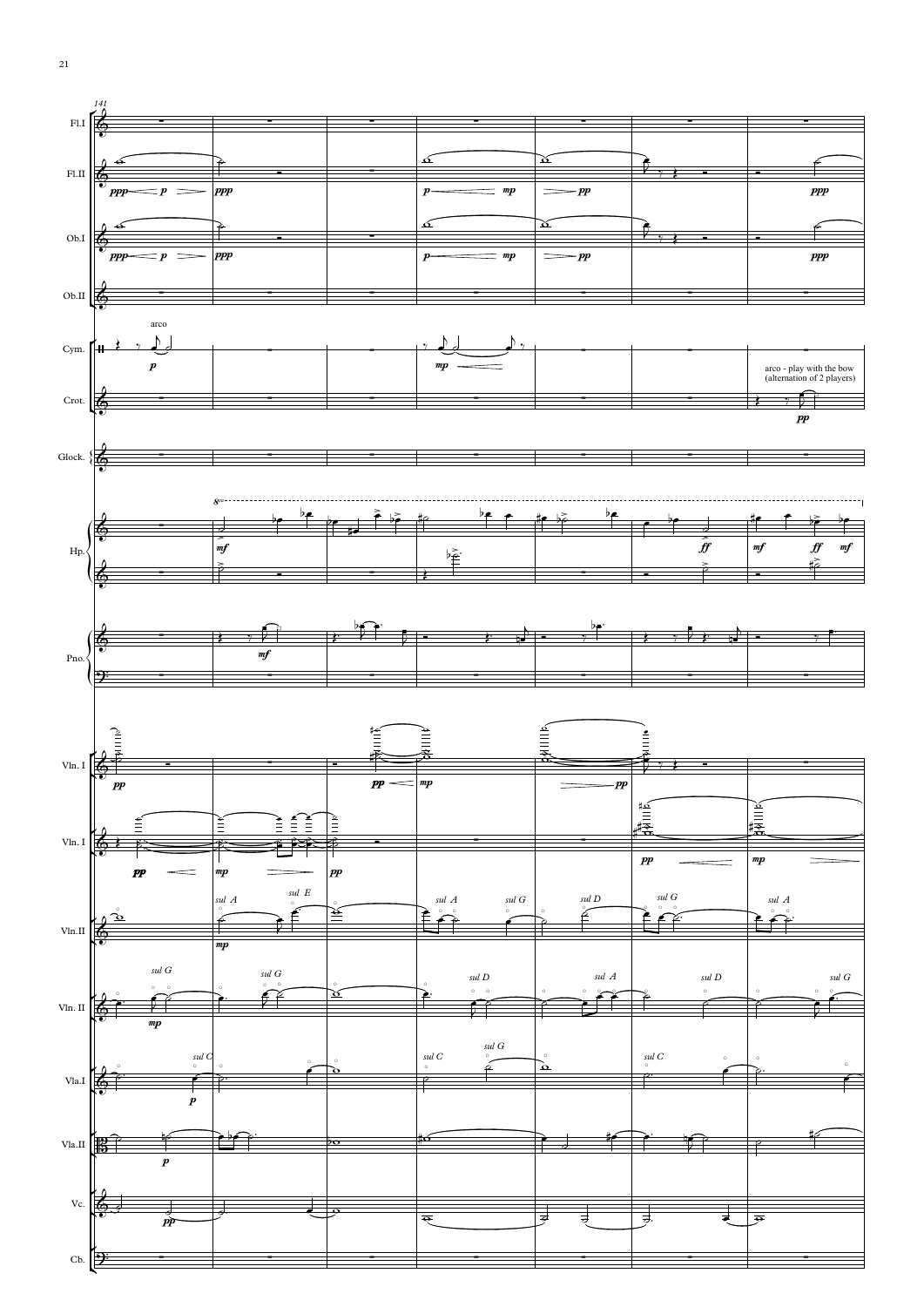141

Fl.I

Fl.II

Ob.I

Ob.II

Cym. — arco

Crot. — arco - play with the bow (alternation of 2 players)

Glock.

Hp.

Pno.

Vln. I

Vln. I

Vln.II — sul A, sul E, sul A, sul G, sul D, sul G, sul A

Vln. II — sul G, sul G, sul D, sul A, sul D, sul G

Vla.I — sul C, sul C, sul G, sul C

Vla.II

Vc.

Cb.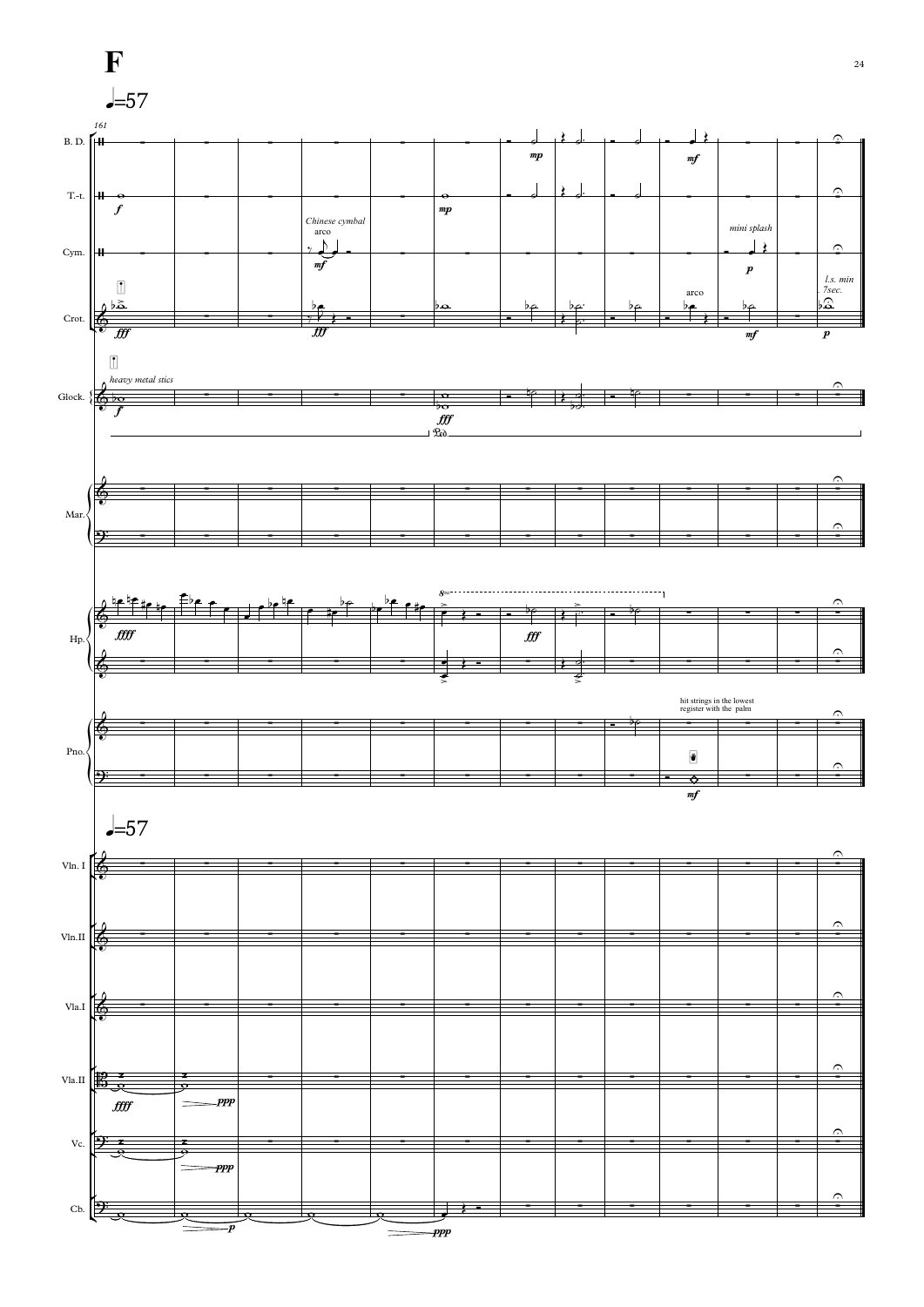**F**

♩=57

161

B. D.

T.-t.

Cym.

Crot.

Glock.

Mar.

Hp.

Pno.

*Chinese cymbal*

arco

*mini splash*

*l.s. min 7sec.*

arco

*heavy metal stics*

hit strings in the lowest register with the palm

♩=57

Vln. I

Vln.II

Vla.I

Vla.II

Vc.

Cb.